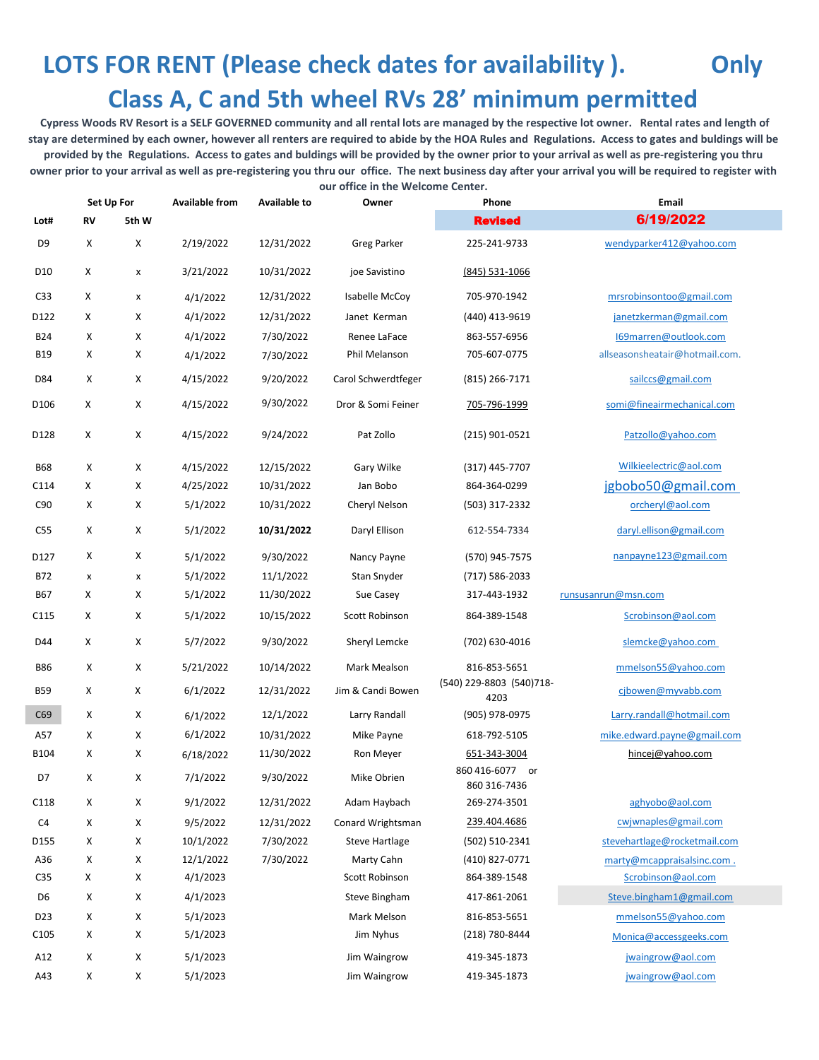# LOTS FOR RENT (Please check dates for availability ). Only Class A, C and 5th wheel RVs 28' minimum permitted

**Cypress Woods RV Resort is a SELF GOVERNED community and all rental lots are managed by the respective lot owner. Rental rates and length of stay are determined by each owner, however all renters are required to abide by the HOA Rules and Regulations. Access to gates and buildings will be provided by the Regulations. Access to gates and buldings will be provided by the owner prior to your arrival as well as pre-registering you thru owner prior to your arrival as well as pre-registering you thru our office. The next business day after your arrival you will be required to register with our office in the Welcome Center.**

| Lot# | Set Up For RV | 5th W | Available from | Available to | Owner | Phone | Email |
|---|---|---|---|---|---|---|---|
| | | | | | | Revised | 6/19/2022 |
| D9 | X | X | 2/19/2022 | 12/31/2022 | Greg Parker | 225-241-9733 | wendyparker412@yahoo.com |
| D10 | X | x | 3/21/2022 | 10/31/2022 | joe Savistino | (845) 531-1066 | |
| C33 | X | x | 4/1/2022 | 12/31/2022 | Isabelle McCoy | 705-970-1942 | mrsrobinsontoo@gmail.com |
| D122 | X | X | 4/1/2022 | 12/31/2022 | Janet Kerman | (440) 413-9619 | janetzkerman@gmail.com |
| B24 | X | X | 4/1/2022 | 7/30/2022 | Renee LaFace | 863-557-6956 | l69marren@outlook.com |
| B19 | X | X | 4/1/2022 | 7/30/2022 | Phil Melanson | 705-607-0775 | allseasonsheatair@hotmail.com. |
| D84 | X | X | 4/15/2022 | 9/20/2022 | Carol Schwerdtfeger | (815) 266-7171 | sailccs@gmail.com |
| D106 | X | X | 4/15/2022 | 9/30/2022 | Dror & Somi Feiner | 705-796-1999 | somi@fineairmechanical.com |
| D128 | X | X | 4/15/2022 | 9/24/2022 | Pat Zollo | (215) 901-0521 | Patzollo@yahoo.com |
| B68 | X | X | 4/15/2022 | 12/15/2022 | Gary Wilke | (317) 445-7707 | Wilkieelectric@aol.com |
| C114 | X | X | 4/25/2022 | 10/31/2022 | Jan Bobo | 864-364-0299 | jgbobo50@gmail.com |
| C90 | X | X | 5/1/2022 | 10/31/2022 | Cheryl Nelson | (503) 317-2332 | orcheryl@aol.com |
| C55 | X | X | 5/1/2022 | **10/31/2022** | Daryl Ellison | 612-554-7334 | daryl.ellison@gmail.com |
| D127 | X | X | 5/1/2022 | 9/30/2022 | Nancy Payne | (570) 945-7575 | nanpayne123@gmail.com |
| B72 | x | x | 5/1/2022 | 11/1/2022 | Stan Snyder | (717) 586-2033 | |
| B67 | X | X | 5/1/2022 | 11/30/2022 | Sue Casey | 317-443-1932 | runsusanrun@msn.com |
| C115 | X | X | 5/1/2022 | 10/15/2022 | Scott Robinson | 864-389-1548 | Scrobinson@aol.com |
| D44 | X | X | 5/7/2022 | 9/30/2022 | Sheryl Lemcke | (702) 630-4016 | slemcke@yahoo.com |
| B86 | X | X | 5/21/2022 | 10/14/2022 | Mark Mealson | 816-853-5651 | mmelson55@yahoo.com |
| B59 | X | X | 6/1/2022 | 12/31/2022 | Jim & Candi Bowen | (540) 229-8803 (540)718-4203 | cjbowen@myvabb.com |
| C69 | X | X | 6/1/2022 | 12/1/2022 | Larry Randall | (905) 978-0975 | Larry.randall@hotmail.com |
| A57 | X | X | 6/1/2022 | 10/31/2022 | Mike Payne | 618-792-5105 | mike.edward.payne@gmail.com |
| B104 | X | X | 6/18/2022 | 11/30/2022 | Ron Meyer | 651-343-3004 | hincej@yahoo.com |
| D7 | X | X | 7/1/2022 | 9/30/2022 | Mike Obrien | 860 416-6077 or 860 316-7436 | |
| C118 | X | X | 9/1/2022 | 12/31/2022 | Adam Haybach | 269-274-3501 | aghyobo@aol.com |
| C4 | X | X | 9/5/2022 | 12/31/2022 | Conard Wrightsman | 239.404.4686 | cwjwnaples@gmail.com |
| D155 | X | X | 10/1/2022 | 7/30/2022 | Steve Hartlage | (502) 510-2341 | stevehartlage@rocketmail.com |
| A36 | X | X | 12/1/2022 | 7/30/2022 | Marty Cahn | (410) 827-0771 | marty@mcappraisalsinc.com . |
| C35 | X | X | 4/1/2023 | | Scott Robinson | 864-389-1548 | Scrobinson@aol.com |
| D6 | X | X | 4/1/2023 | | Steve Bingham | 417-861-2061 | Steve.bingham1@gmail.com |
| D23 | X | X | 5/1/2023 | | Mark Melson | 816-853-5651 | mmelson55@yahoo.com |
| C105 | X | X | 5/1/2023 | | Jim Nyhus | (218) 780-8444 | Monica@accessgeeks.com |
| A12 | X | X | 5/1/2023 | | Jim Waingrow | 419-345-1873 | jwaingrow@aol.com |
| A43 | X | X | 5/1/2023 | | Jim Waingrow | 419-345-1873 | jwaingrow@aol.com |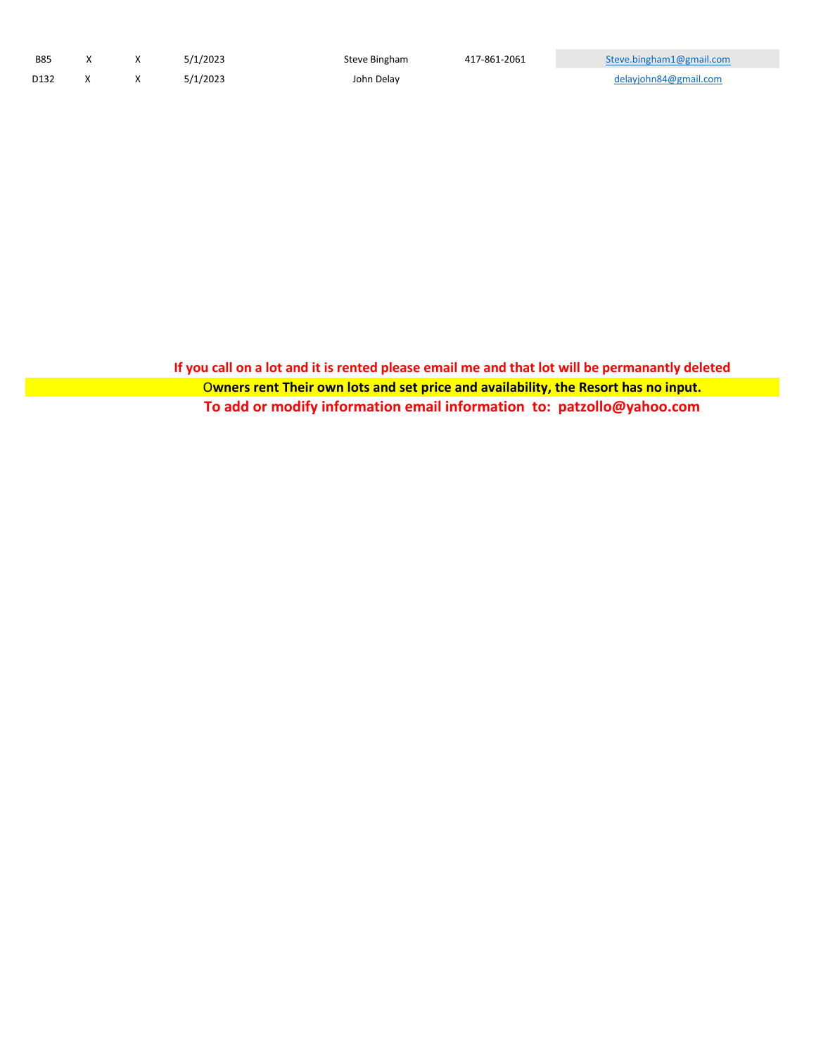| | | | | | | |
|---|---|---|---|---|---|---|
| B85 | X | X | 5/1/2023 | Steve Bingham | 417-861-2061 | Steve.bingham1@gmail.com |
| D132 | X | X | 5/1/2023 | John Delay | | delayjohn84@gmail.com |

**If you call on a lot and it is rented please email me and that lot will be permanantly deleted**

O**wners rent Their own lots and set price and availability, the Resort has no input.**

**To add or modify information email information to: patzollo@yahoo.com**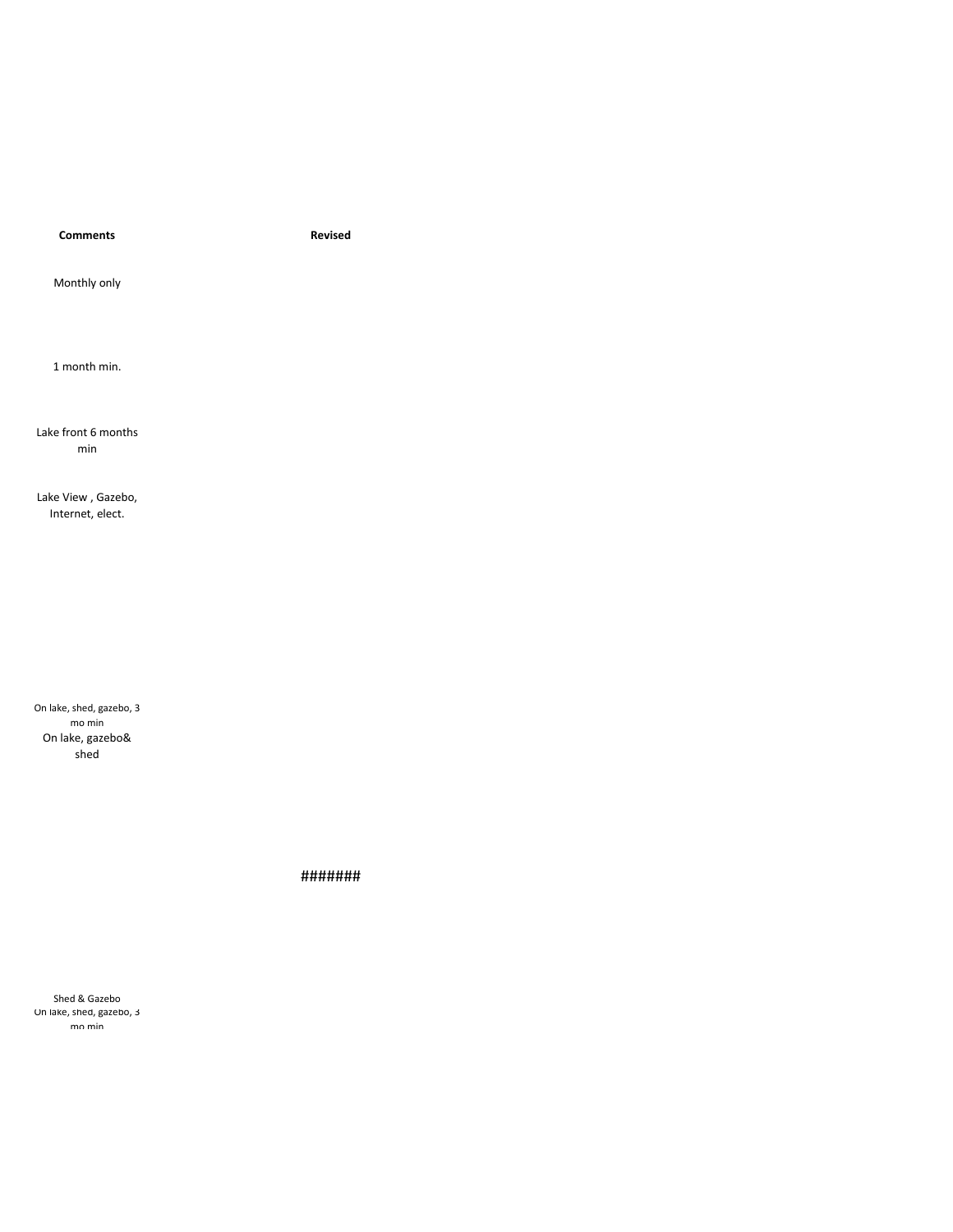| Comments | Revised |
| --- | --- |
| Monthly only | |
| 1 month min. | |
| Lake front 6 months min | |
| Lake View , Gazebo, Internet, elect. | |
| On lake, shed, gazebo, 3 mo min | |
| On lake, gazebo& shed | |
| | ####### |
| Shed & Gazebo | |
| On lake, shed, gazebo, 3 mo min | |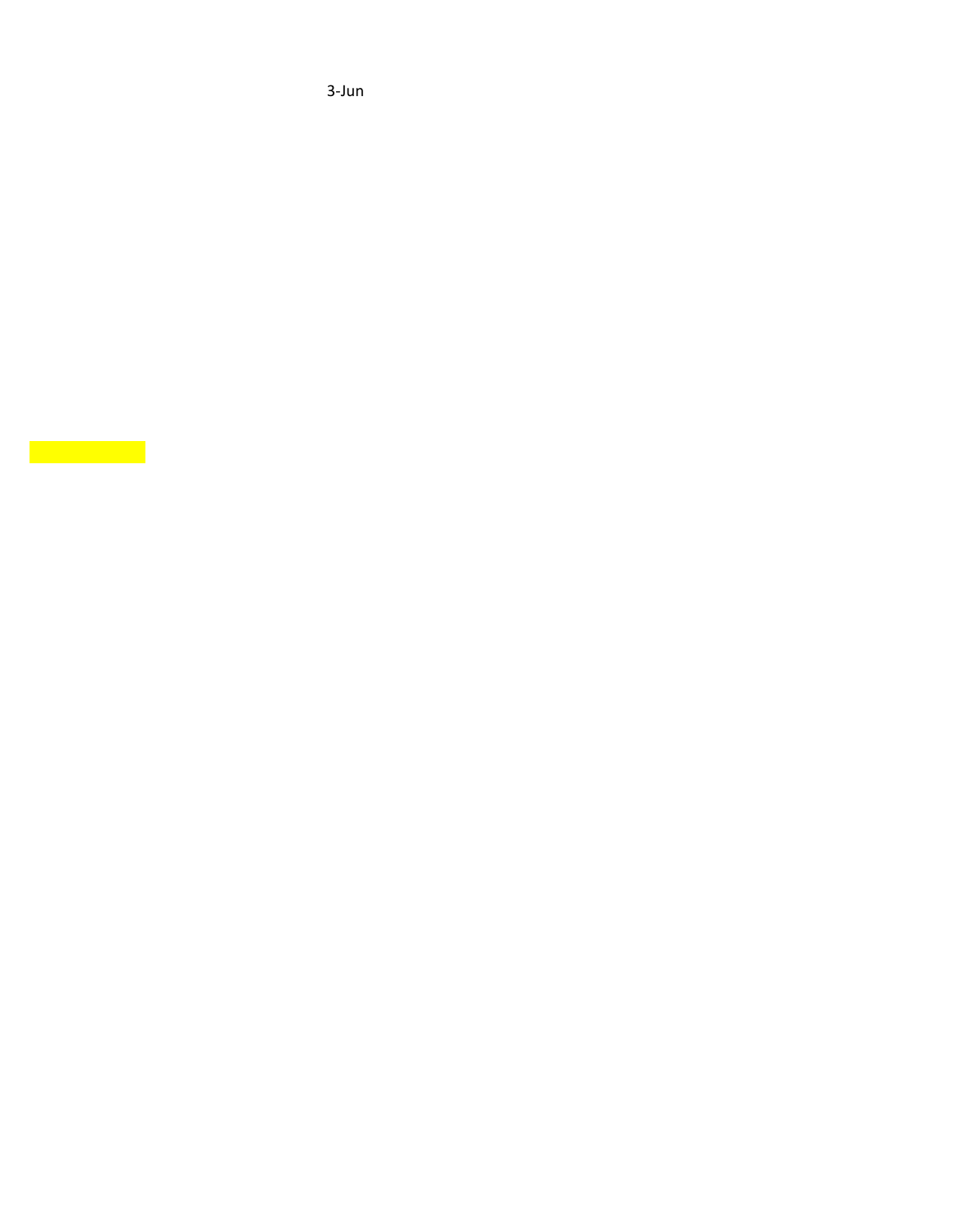3-Jun